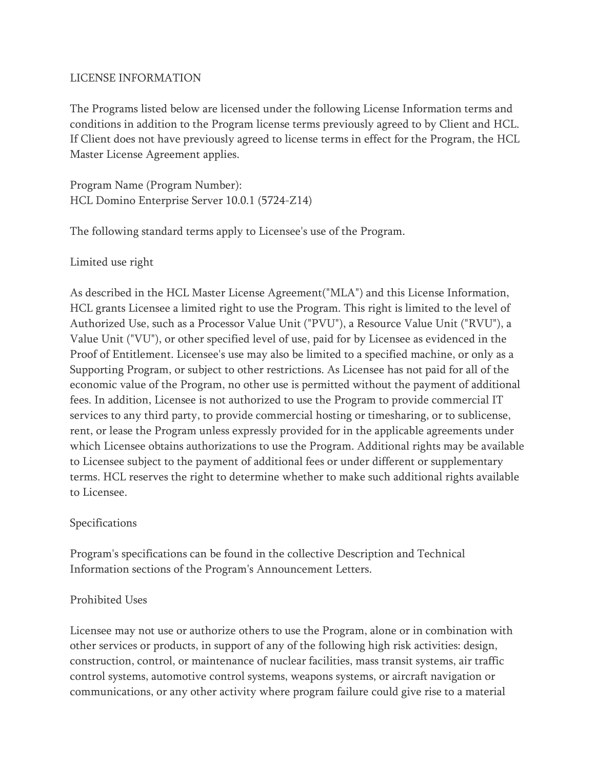# LICENSE INFORMATION

The Programs listed below are licensed under the following License Information terms and conditions in addition to the Program license terms previously agreed to by Client and HCL. If Client does not have previously agreed to license terms in effect for the Program, the HCL Master License Agreement applies.

Program Name (Program Number):
HCL Domino Enterprise Server 10.0.1 (5724-Z14)

The following standard terms apply to Licensee's use of the Program.

## Limited use right

As described in the HCL Master License Agreement("MLA") and this License Information, HCL grants Licensee a limited right to use the Program. This right is limited to the level of Authorized Use, such as a Processor Value Unit ("PVU"), a Resource Value Unit ("RVU"), a Value Unit ("VU"), or other specified level of use, paid for by Licensee as evidenced in the Proof of Entitlement. Licensee's use may also be limited to a specified machine, or only as a Supporting Program, or subject to other restrictions. As Licensee has not paid for all of the economic value of the Program, no other use is permitted without the payment of additional fees. In addition, Licensee is not authorized to use the Program to provide commercial IT services to any third party, to provide commercial hosting or timesharing, or to sublicense, rent, or lease the Program unless expressly provided for in the applicable agreements under which Licensee obtains authorizations to use the Program. Additional rights may be available to Licensee subject to the payment of additional fees or under different or supplementary terms. HCL reserves the right to determine whether to make such additional rights available to Licensee.

## Specifications

Program's specifications can be found in the collective Description and Technical Information sections of the Program's Announcement Letters.

## Prohibited Uses

Licensee may not use or authorize others to use the Program, alone or in combination with other services or products, in support of any of the following high risk activities: design, construction, control, or maintenance of nuclear facilities, mass transit systems, air traffic control systems, automotive control systems, weapons systems, or aircraft navigation or communications, or any other activity where program failure could give rise to a material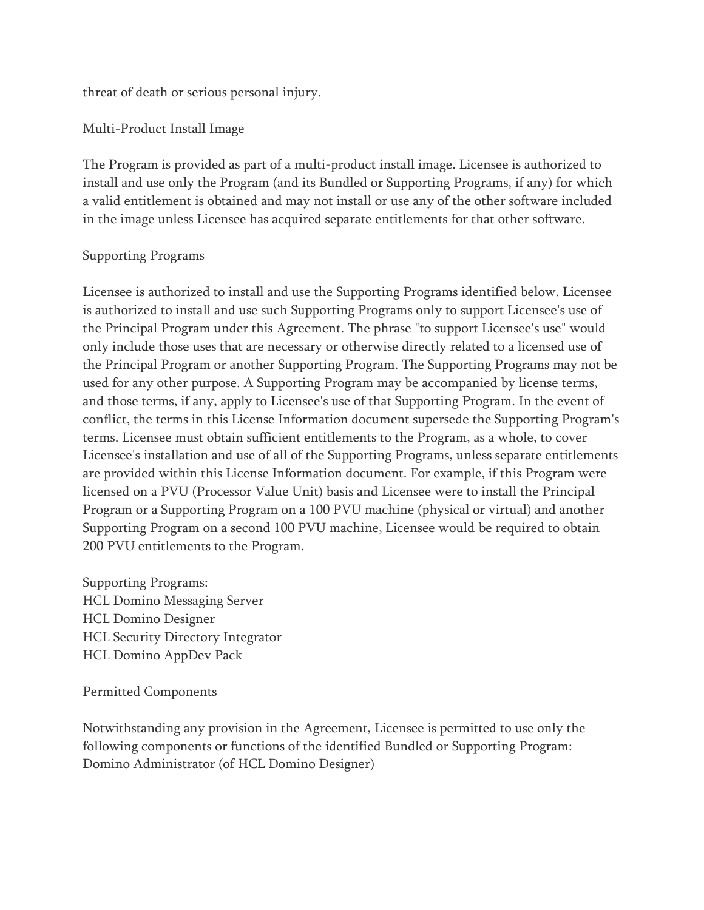threat of death or serious personal injury.

## Multi-Product Install Image

The Program is provided as part of a multi-product install image. Licensee is authorized to install and use only the Program (and its Bundled or Supporting Programs, if any) for which a valid entitlement is obtained and may not install or use any of the other software included in the image unless Licensee has acquired separate entitlements for that other software.

## Supporting Programs

Licensee is authorized to install and use the Supporting Programs identified below. Licensee is authorized to install and use such Supporting Programs only to support Licensee's use of the Principal Program under this Agreement. The phrase "to support Licensee's use" would only include those uses that are necessary or otherwise directly related to a licensed use of the Principal Program or another Supporting Program. The Supporting Programs may not be used for any other purpose. A Supporting Program may be accompanied by license terms, and those terms, if any, apply to Licensee's use of that Supporting Program. In the event of conflict, the terms in this License Information document supersede the Supporting Program's terms. Licensee must obtain sufficient entitlements to the Program, as a whole, to cover Licensee's installation and use of all of the Supporting Programs, unless separate entitlements are provided within this License Information document. For example, if this Program were licensed on a PVU (Processor Value Unit) basis and Licensee were to install the Principal Program or a Supporting Program on a 100 PVU machine (physical or virtual) and another Supporting Program on a second 100 PVU machine, Licensee would be required to obtain 200 PVU entitlements to the Program.

Supporting Programs:
HCL Domino Messaging Server
HCL Domino Designer
HCL Security Directory Integrator
HCL Domino AppDev Pack

## Permitted Components

Notwithstanding any provision in the Agreement, Licensee is permitted to use only the following components or functions of the identified Bundled or Supporting Program:
Domino Administrator (of HCL Domino Designer)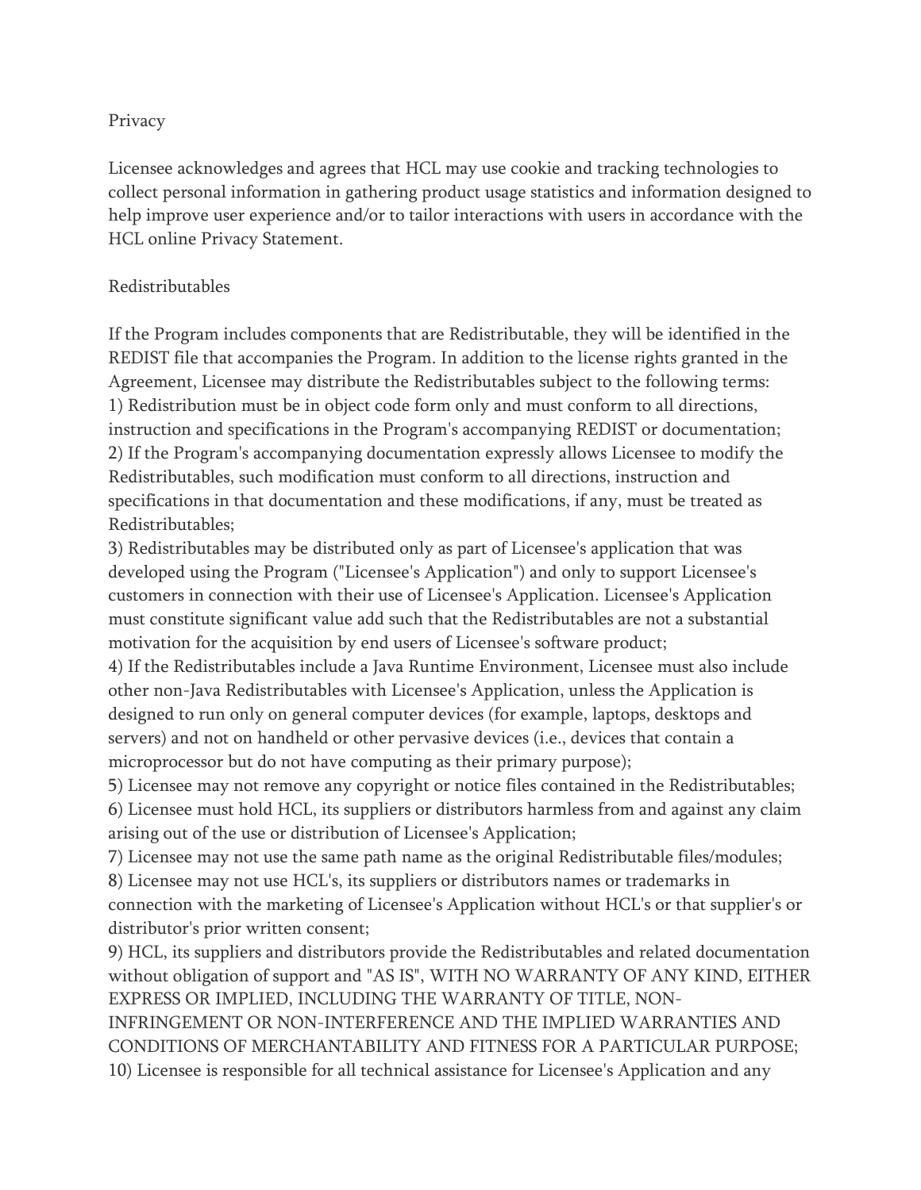Privacy

Licensee acknowledges and agrees that HCL may use cookie and tracking technologies to collect personal information in gathering product usage statistics and information designed to help improve user experience and/or to tailor interactions with users in accordance with the HCL online Privacy Statement.

Redistributables

If the Program includes components that are Redistributable, they will be identified in the REDIST file that accompanies the Program. In addition to the license rights granted in the Agreement, Licensee may distribute the Redistributables subject to the following terms:
1) Redistribution must be in object code form only and must conform to all directions, instruction and specifications in the Program's accompanying REDIST or documentation;
2) If the Program's accompanying documentation expressly allows Licensee to modify the Redistributables, such modification must conform to all directions, instruction and specifications in that documentation and these modifications, if any, must be treated as Redistributables;
3) Redistributables may be distributed only as part of Licensee's application that was developed using the Program ("Licensee's Application") and only to support Licensee's customers in connection with their use of Licensee's Application. Licensee's Application must constitute significant value add such that the Redistributables are not a substantial motivation for the acquisition by end users of Licensee's software product;
4) If the Redistributables include a Java Runtime Environment, Licensee must also include other non-Java Redistributables with Licensee's Application, unless the Application is designed to run only on general computer devices (for example, laptops, desktops and servers) and not on handheld or other pervasive devices (i.e., devices that contain a microprocessor but do not have computing as their primary purpose);
5) Licensee may not remove any copyright or notice files contained in the Redistributables;
6) Licensee must hold HCL, its suppliers or distributors harmless from and against any claim arising out of the use or distribution of Licensee's Application;
7) Licensee may not use the same path name as the original Redistributable files/modules;
8) Licensee may not use HCL's, its suppliers or distributors names or trademarks in connection with the marketing of Licensee's Application without HCL's or that supplier's or distributor's prior written consent;
9) HCL, its suppliers and distributors provide the Redistributables and related documentation without obligation of support and "AS IS", WITH NO WARRANTY OF ANY KIND, EITHER EXPRESS OR IMPLIED, INCLUDING THE WARRANTY OF TITLE, NON-INFRINGEMENT OR NON-INTERFERENCE AND THE IMPLIED WARRANTIES AND CONDITIONS OF MERCHANTABILITY AND FITNESS FOR A PARTICULAR PURPOSE;
10) Licensee is responsible for all technical assistance for Licensee's Application and any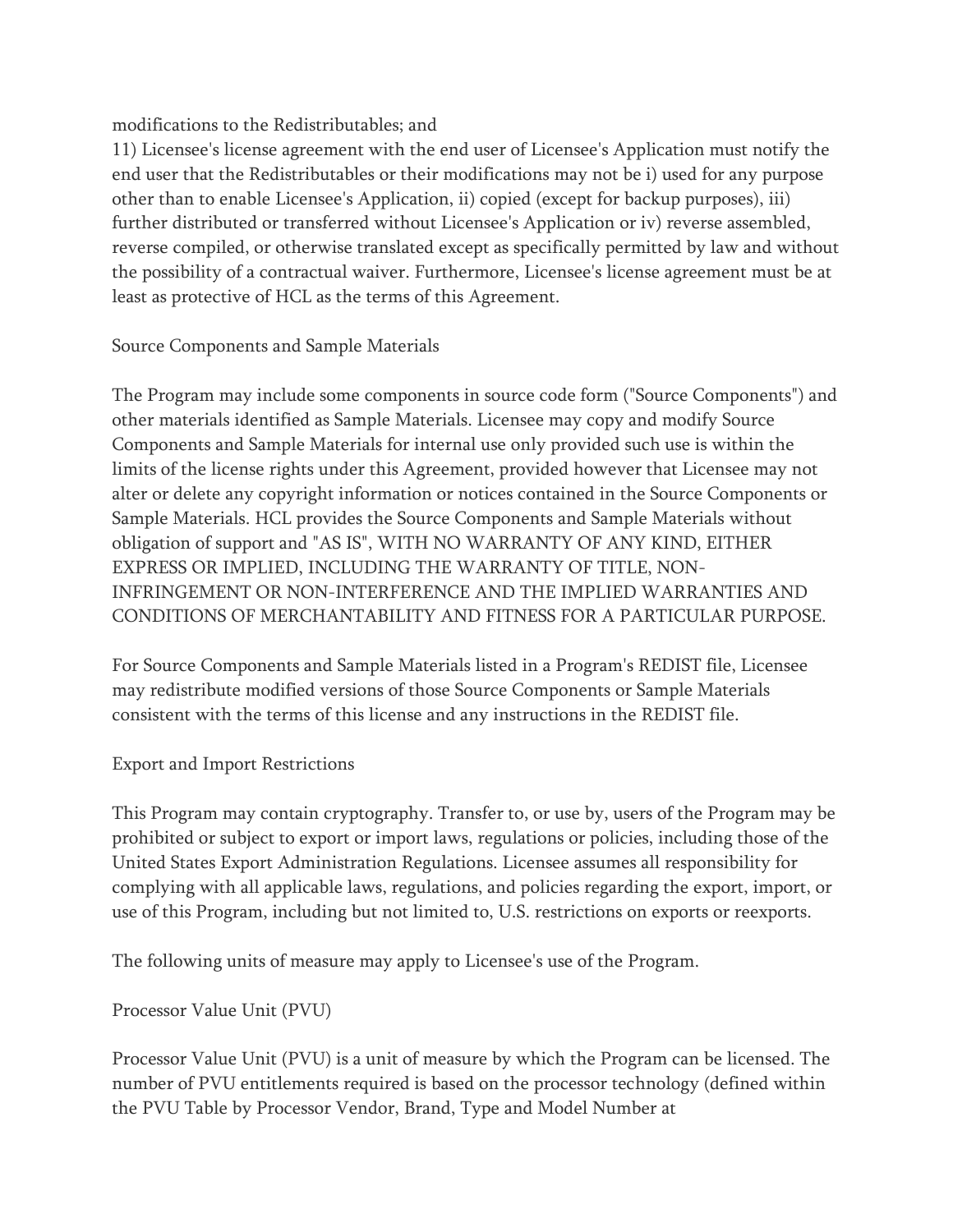modifications to the Redistributables; and

11) Licensee's license agreement with the end user of Licensee's Application must notify the end user that the Redistributables or their modifications may not be i) used for any purpose other than to enable Licensee's Application, ii) copied (except for backup purposes), iii) further distributed or transferred without Licensee's Application or iv) reverse assembled, reverse compiled, or otherwise translated except as specifically permitted by law and without the possibility of a contractual waiver. Furthermore, Licensee's license agreement must be at least as protective of HCL as the terms of this Agreement.

Source Components and Sample Materials

The Program may include some components in source code form ("Source Components") and other materials identified as Sample Materials. Licensee may copy and modify Source Components and Sample Materials for internal use only provided such use is within the limits of the license rights under this Agreement, provided however that Licensee may not alter or delete any copyright information or notices contained in the Source Components or Sample Materials. HCL provides the Source Components and Sample Materials without obligation of support and "AS IS", WITH NO WARRANTY OF ANY KIND, EITHER EXPRESS OR IMPLIED, INCLUDING THE WARRANTY OF TITLE, NON-INFRINGEMENT OR NON-INTERFERENCE AND THE IMPLIED WARRANTIES AND CONDITIONS OF MERCHANTABILITY AND FITNESS FOR A PARTICULAR PURPOSE.

For Source Components and Sample Materials listed in a Program's REDIST file, Licensee may redistribute modified versions of those Source Components or Sample Materials consistent with the terms of this license and any instructions in the REDIST file.

Export and Import Restrictions

This Program may contain cryptography. Transfer to, or use by, users of the Program may be prohibited or subject to export or import laws, regulations or policies, including those of the United States Export Administration Regulations. Licensee assumes all responsibility for complying with all applicable laws, regulations, and policies regarding the export, import, or use of this Program, including but not limited to, U.S. restrictions on exports or reexports.

The following units of measure may apply to Licensee's use of the Program.

Processor Value Unit (PVU)

Processor Value Unit (PVU) is a unit of measure by which the Program can be licensed. The number of PVU entitlements required is based on the processor technology (defined within the PVU Table by Processor Vendor, Brand, Type and Model Number at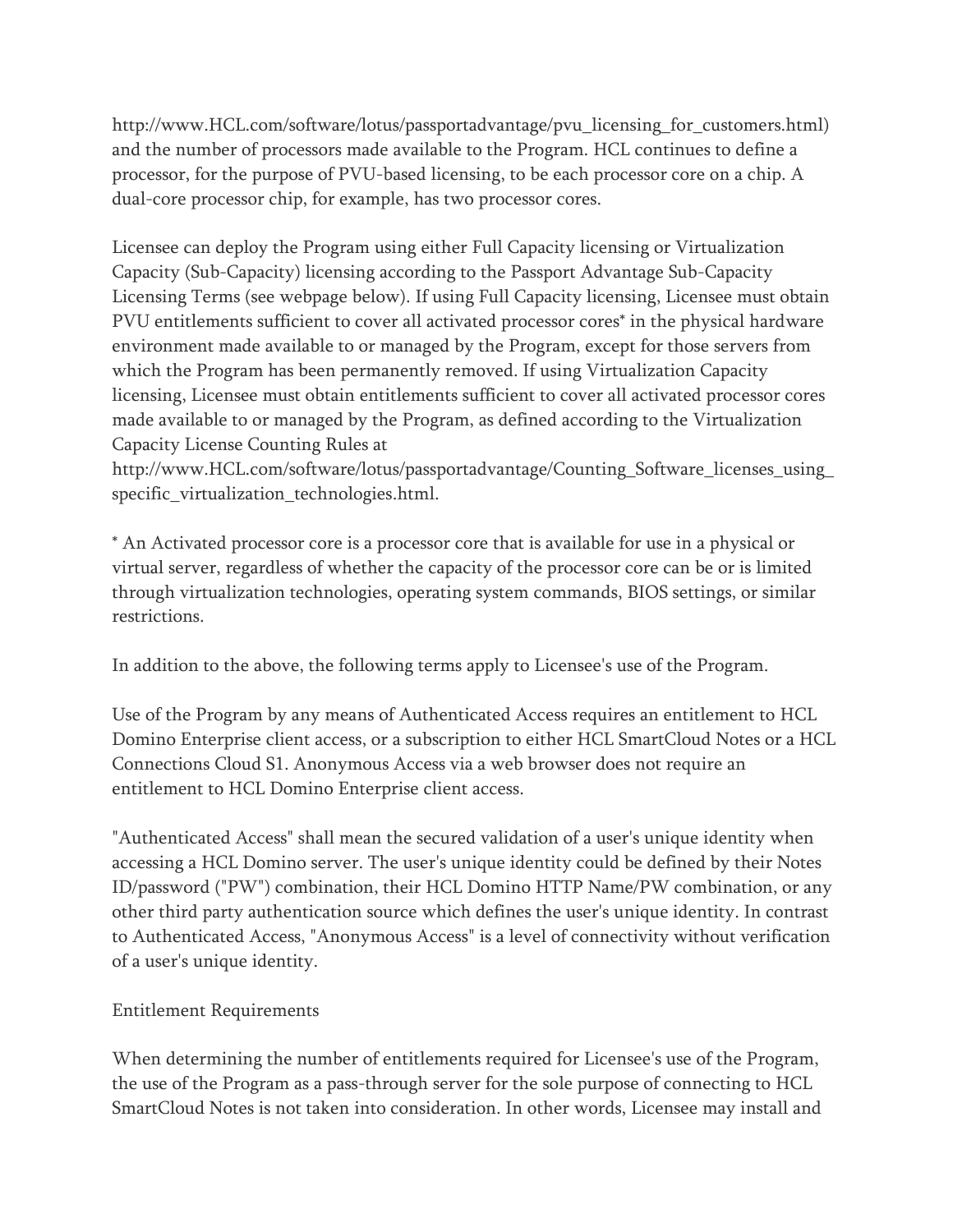http://www.HCL.com/software/lotus/passportadvantage/pvu_licensing_for_customers.html) and the number of processors made available to the Program. HCL continues to define a processor, for the purpose of PVU-based licensing, to be each processor core on a chip. A dual-core processor chip, for example, has two processor cores.

Licensee can deploy the Program using either Full Capacity licensing or Virtualization Capacity (Sub-Capacity) licensing according to the Passport Advantage Sub-Capacity Licensing Terms (see webpage below). If using Full Capacity licensing, Licensee must obtain PVU entitlements sufficient to cover all activated processor cores* in the physical hardware environment made available to or managed by the Program, except for those servers from which the Program has been permanently removed. If using Virtualization Capacity licensing, Licensee must obtain entitlements sufficient to cover all activated processor cores made available to or managed by the Program, as defined according to the Virtualization Capacity License Counting Rules at http://www.HCL.com/software/lotus/passportadvantage/Counting_Software_licenses_using_specific_virtualization_technologies.html.

* An Activated processor core is a processor core that is available for use in a physical or virtual server, regardless of whether the capacity of the processor core can be or is limited through virtualization technologies, operating system commands, BIOS settings, or similar restrictions.

In addition to the above, the following terms apply to Licensee's use of the Program.

Use of the Program by any means of Authenticated Access requires an entitlement to HCL Domino Enterprise client access, or a subscription to either HCL SmartCloud Notes or a HCL Connections Cloud S1. Anonymous Access via a web browser does not require an entitlement to HCL Domino Enterprise client access.

"Authenticated Access" shall mean the secured validation of a user's unique identity when accessing a HCL Domino server. The user's unique identity could be defined by their Notes ID/password ("PW") combination, their HCL Domino HTTP Name/PW combination, or any other third party authentication source which defines the user's unique identity. In contrast to Authenticated Access, "Anonymous Access" is a level of connectivity without verification of a user's unique identity.

Entitlement Requirements

When determining the number of entitlements required for Licensee's use of the Program, the use of the Program as a pass-through server for the sole purpose of connecting to HCL SmartCloud Notes is not taken into consideration. In other words, Licensee may install and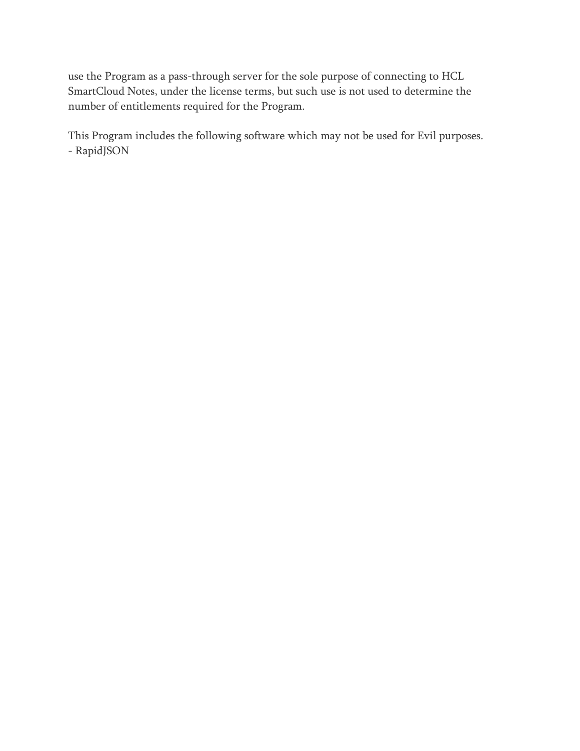use the Program as a pass-through server for the sole purpose of connecting to HCL SmartCloud Notes, under the license terms, but such use is not used to determine the number of entitlements required for the Program.

This Program includes the following software which may not be used for Evil purposes.
- RapidJSON